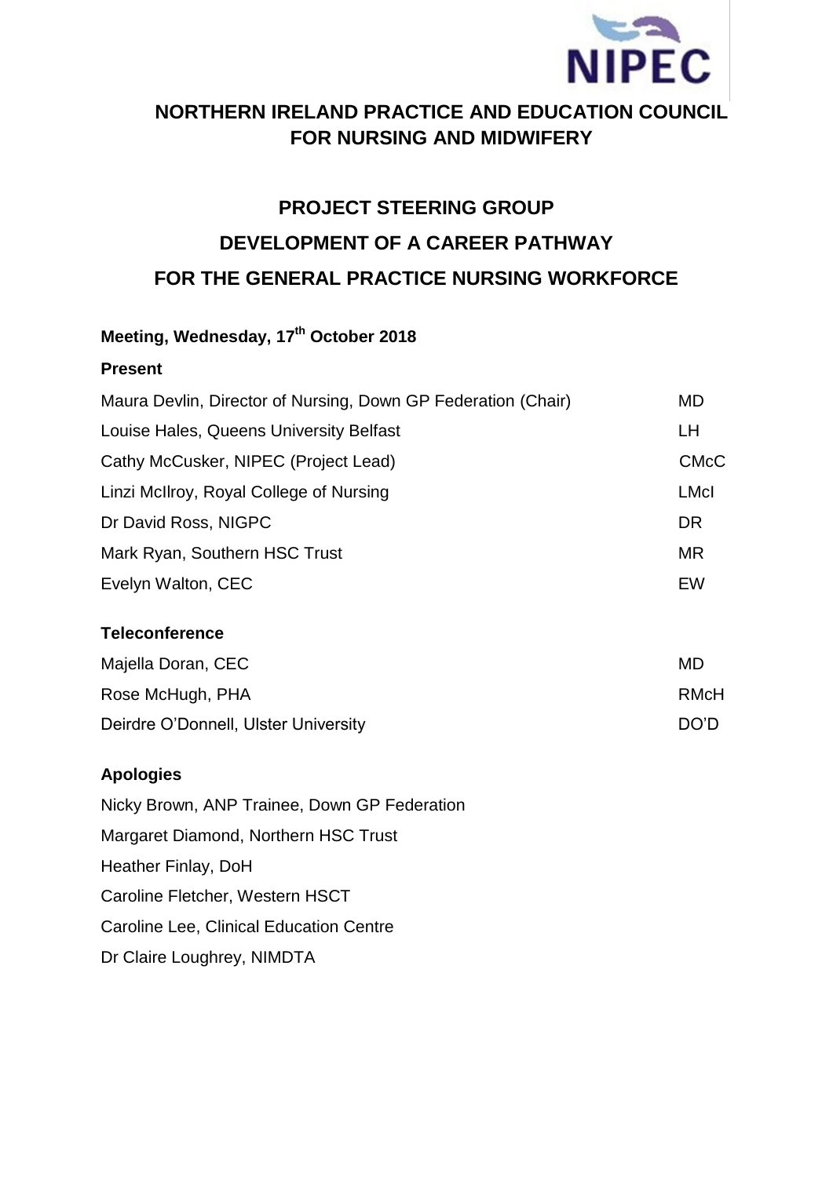# NORTHERN IRELAND PRACTICE AND EDUCATION COUNCIL FOR NURSING AND MIDWIFERY

## PROJECT STEERING GROUP
## DEVELOPMENT OF A CAREER PATHWAY
## FOR THE GENERAL PRACTICE NURSING WORKFORCE

**Meeting, Wednesday, 17th October 2018**

**Present**

| | |
|---|---|
| Maura Devlin, Director of Nursing, Down GP Federation (Chair) | MD |
| Louise Hales, Queens University Belfast | LH |
| Cathy McCusker, NIPEC (Project Lead) | CMcC |
| Linzi McIlroy, Royal College of Nursing | LMcI |
| Dr David Ross, NIGPC | DR |
| Mark Ryan, Southern HSC Trust | MR |
| Evelyn Walton, CEC | EW |

**Teleconference**

| | |
|---|---|
| Majella Doran, CEC | MD |
| Rose McHugh, PHA | RMcH |
| Deirdre O'Donnell, Ulster University | DO'D |

**Apologies**

Nicky Brown, ANP Trainee, Down GP Federation
Margaret Diamond, Northern HSC Trust
Heather Finlay, DoH
Caroline Fletcher, Western HSCT
Caroline Lee, Clinical Education Centre
Dr Claire Loughrey, NIMDTA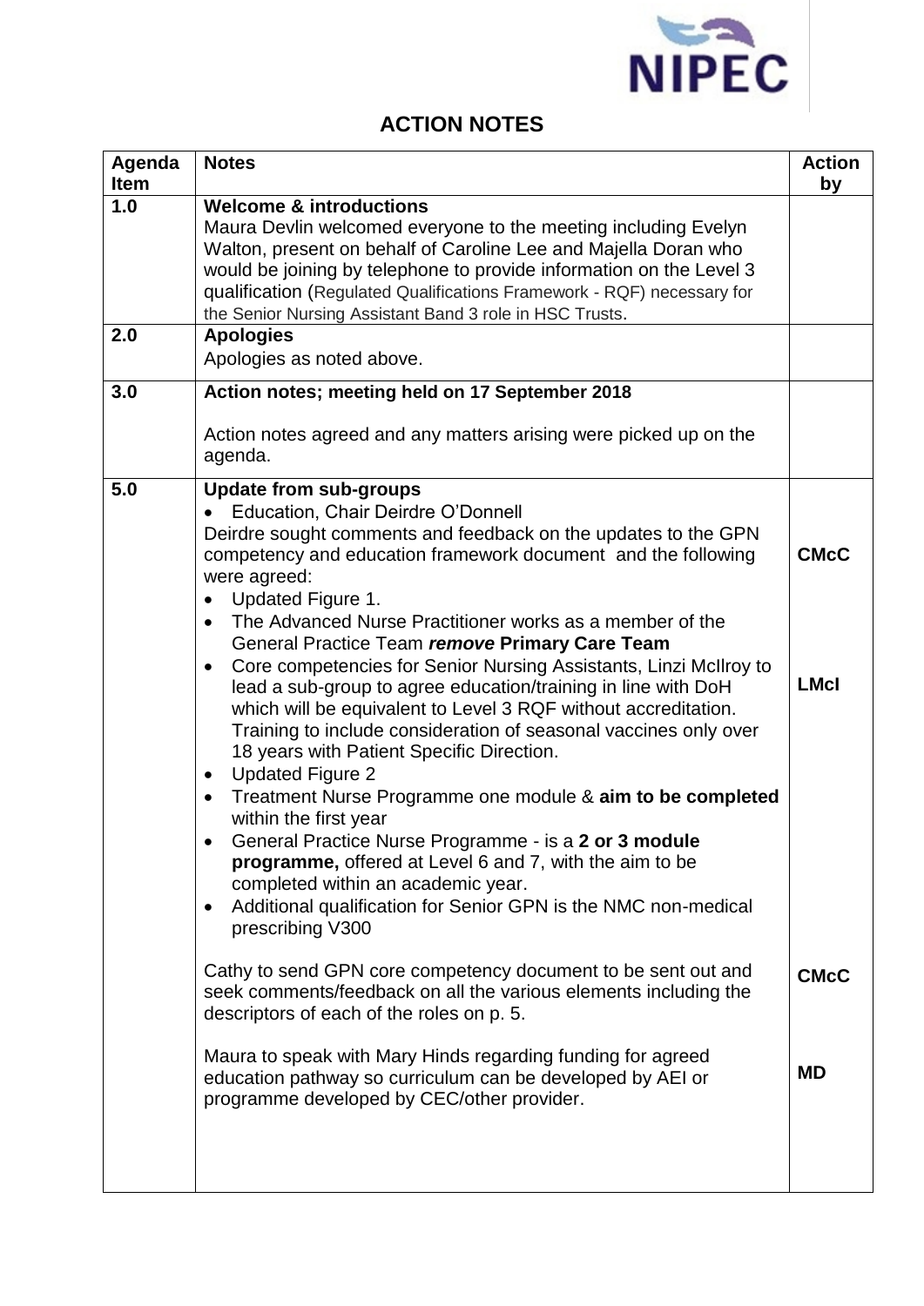## ACTION NOTES

| Agenda Item | Notes | Action by |
|---|---|---|
| 1.0 | **Welcome & introductions**<br>Maura Devlin welcomed everyone to the meeting including Evelyn Walton, present on behalf of Caroline Lee and Majella Doran who would be joining by telephone to provide information on the Level 3 qualification (Regulated Qualifications Framework - RQF) necessary for the Senior Nursing Assistant Band 3 role in HSC Trusts. | |
| 2.0 | **Apologies**<br>Apologies as noted above. | |
| 3.0 | **Action notes; meeting held on 17 September 2018**<br><br>Action notes agreed and any matters arising were picked up on the agenda. | |
| 5.0 | **Update from sub-groups**<br>• Education, Chair Deirdre O'Donnell<br>Deirdre sought comments and feedback on the updates to the GPN competency and education framework document and the following were agreed:<br>• Updated Figure 1.<br>• The Advanced Nurse Practitioner works as a member of the General Practice Team ***remove*** **Primary Care Team**<br>• Core competencies for Senior Nursing Assistants, Linzi McIlroy to lead a sub-group to agree education/training in line with DoH which will be equivalent to Level 3 RQF without accreditation. Training to include consideration of seasonal vaccines only over 18 years with Patient Specific Direction.<br>• Updated Figure 2<br>• Treatment Nurse Programme one module & **aim to be completed** within the first year<br>• General Practice Nurse Programme - is a **2 or 3 module programme,** offered at Level 6 and 7, with the aim to be completed within an academic year.<br>• Additional qualification for Senior GPN is the NMC non-medical prescribing V300<br><br>Cathy to send GPN core competency document to be sent out and seek comments/feedback on all the various elements including the descriptors of each of the roles on p. 5.<br><br>Maura to speak with Mary Hinds regarding funding for agreed education pathway so curriculum can be developed by AEI or programme developed by CEC/other provider. | **CMcC**<br><br>**LMcI**<br><br>**CMcC**<br><br>**MD** |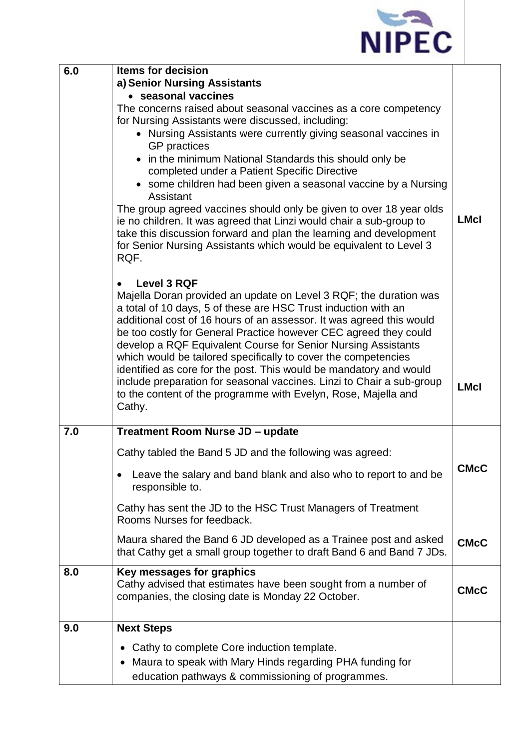| | | |
|---|---|---|
| **6.0** | **Items for decision**<br>**a) Senior Nursing Assistants**<br>• **seasonal vaccines**<br>The concerns raised about seasonal vaccines as a core competency for Nursing Assistants were discussed, including:<br>• Nursing Assistants were currently giving seasonal vaccines in GP practices<br>• in the minimum National Standards this should only be completed under a Patient Specific Directive<br>• some children had been given a seasonal vaccine by a Nursing Assistant<br>The group agreed vaccines should only be given to over 18 year olds ie no children. It was agreed that Linzi would chair a sub-group to take this discussion forward and plan the learning and development for Senior Nursing Assistants which would be equivalent to Level 3 RQF. | **LMcI** |
| | • **Level 3 RQF**<br>Majella Doran provided an update on Level 3 RQF; the duration was a total of 10 days, 5 of these are HSC Trust induction with an additional cost of 16 hours of an assessor. It was agreed this would be too costly for General Practice however CEC agreed they could develop a RQF Equivalent Course for Senior Nursing Assistants which would be tailored specifically to cover the competencies identified as core for the post. This would be mandatory and would include preparation for seasonal vaccines. Linzi to Chair a sub-group to the content of the programme with Evelyn, Rose, Majella and Cathy. | **LMcI** |
| **7.0** | **Treatment Room Nurse JD – update**<br>Cathy tabled the Band 5 JD and the following was agreed:<br>• Leave the salary and band blank and also who to report to and be responsible to.<br>Cathy has sent the JD to the HSC Trust Managers of Treatment Rooms Nurses for feedback. | **CMcC** |
| | Maura shared the Band 6 JD developed as a Trainee post and asked that Cathy get a small group together to draft Band 6 and Band 7 JDs. | **CMcC** |
| **8.0** | **Key messages for graphics**<br>Cathy advised that estimates have been sought from a number of companies, the closing date is Monday 22 October. | **CMcC** |
| **9.0** | **Next Steps**<br>• Cathy to complete Core induction template.<br>• Maura to speak with Mary Hinds regarding PHA funding for education pathways & commissioning of programmes. | |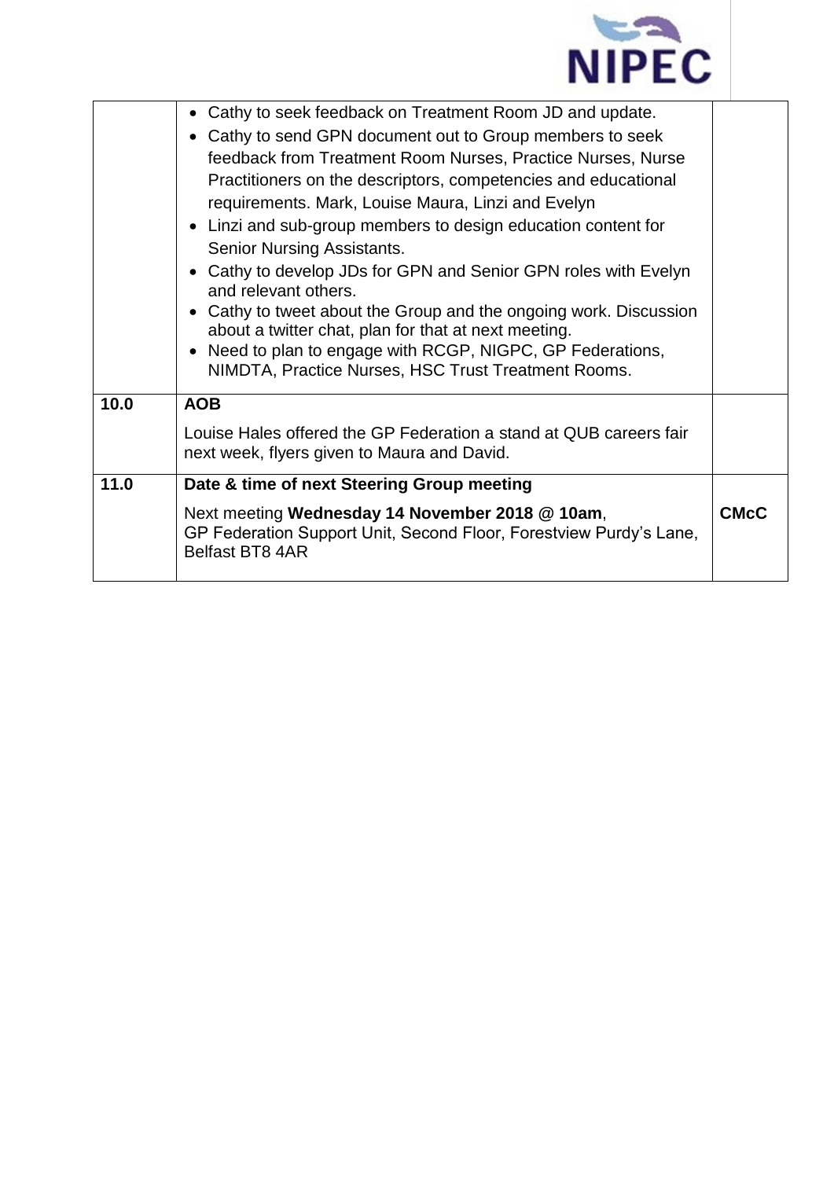| | | |
|---|---|---|
| | • Cathy to seek feedback on Treatment Room JD and update.<br>• Cathy to send GPN document out to Group members to seek feedback from Treatment Room Nurses, Practice Nurses, Nurse Practitioners on the descriptors, competencies and educational requirements. Mark, Louise Maura, Linzi and Evelyn<br>• Linzi and sub-group members to design education content for Senior Nursing Assistants.<br>• Cathy to develop JDs for GPN and Senior GPN roles with Evelyn and relevant others.<br>• Cathy to tweet about the Group and the ongoing work. Discussion about a twitter chat, plan for that at next meeting.<br>• Need to plan to engage with RCGP, NIGPC, GP Federations, NIMDTA, Practice Nurses, HSC Trust Treatment Rooms. | |
| **10.0** | **AOB**<br>Louise Hales offered the GP Federation a stand at QUB careers fair next week, flyers given to Maura and David. | |
| **11.0** | **Date & time of next Steering Group meeting**<br>Next meeting **Wednesday 14 November 2018 @ 10am**, GP Federation Support Unit, Second Floor, Forestview Purdy's Lane, Belfast BT8 4AR | **CMcC** |